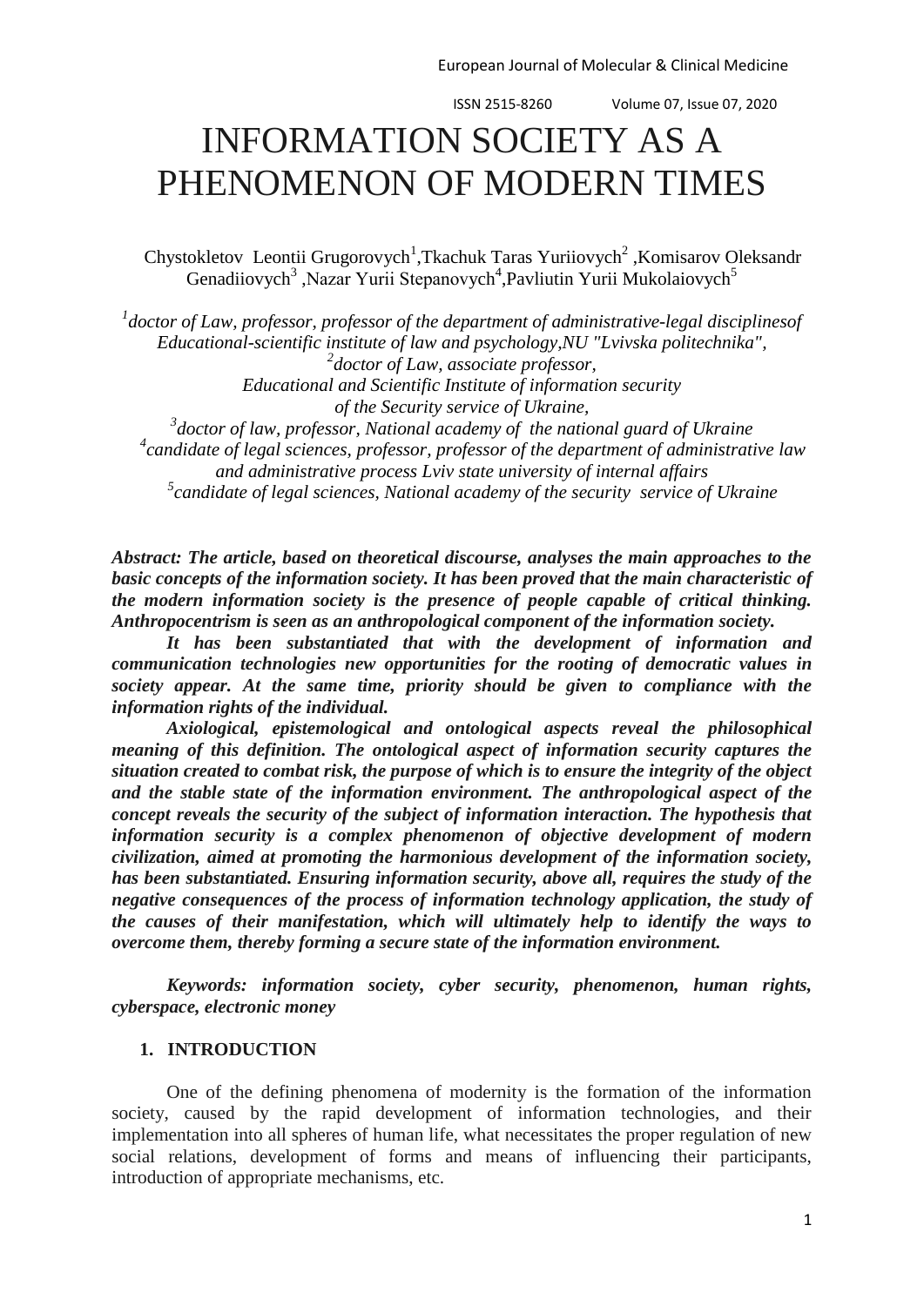# INFORMATION SOCIETY AS A PHENOMENON OF MODERN TIMES

Chystokletov Leontii Grugorovych[1],Tkachuk Taras Yuriiovych[2] ,Komisarov Oleksandr Genadiiovych[3] ,Nazar Yurii Stepanovych[4],Pavliutin Yurii Mukolaiovych[5]

*[1]doctor of Law, professor, professor of the department of administrative-legal disciplinesof Educational-scientific institute of law and psychology,NU "Lvivska politechnika",*
*[2]doctor of Law, associate professor,*
*Educational and Scientific Institute of information security of the Security service of Ukraine,*
*[3]doctor of law, professor, National academy of the national guard of Ukraine*
*[4]candidate of legal sciences, professor, professor of the department of administrative law and administrative process Lviv state university of internal affairs*
*[5]candidate of legal sciences, National academy of the security service of Ukraine*

***Abstract: The article, based on theoretical discourse, analyses the main approaches to the basic concepts of the information society. It has been proved that the main characteristic of the modern information society is the presence of people capable of critical thinking. Anthropocentrism is seen as an anthropological component of the information society.***

***It has been substantiated that with the development of information and communication technologies new opportunities for the rooting of democratic values in society appear. At the same time, priority should be given to compliance with the information rights of the individual.***

***Axiological, epistemological and ontological aspects reveal the philosophical meaning of this definition. The ontological aspect of information security captures the situation created to combat risk, the purpose of which is to ensure the integrity of the object and the stable state of the information environment. The anthropological aspect of the concept reveals the security of the subject of information interaction. The hypothesis that information security is a complex phenomenon of objective development of modern civilization, aimed at promoting the harmonious development of the information society, has been substantiated. Ensuring information security, above all, requires the study of the negative consequences of the process of information technology application, the study of the causes of their manifestation, which will ultimately help to identify the ways to overcome them, thereby forming a secure state of the information environment.***

***Keywords: information society, cyber security, phenomenon, human rights, cyberspace, electronic money***

## 1. INTRODUCTION

One of the defining phenomena of modernity is the formation of the information society, caused by the rapid development of information technologies, and their implementation into all spheres of human life, what necessitates the proper regulation of new social relations, development of forms and means of influencing their participants, introduction of appropriate mechanisms, etc.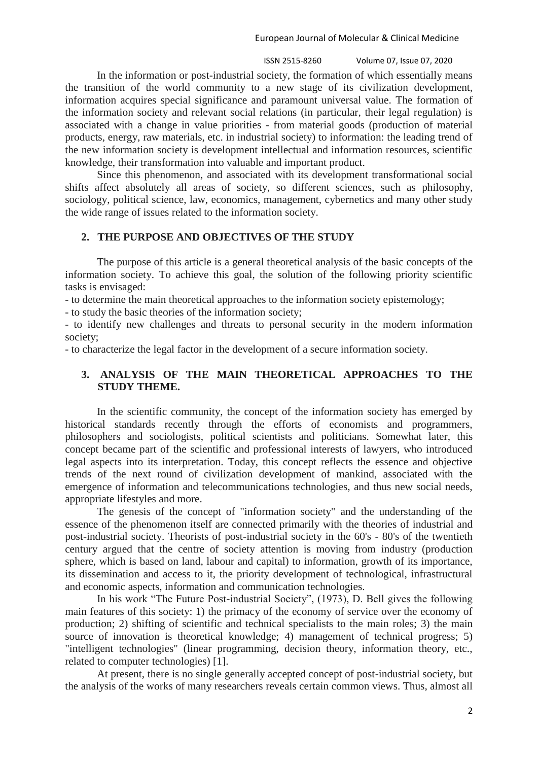In the information or post-industrial society, the formation of which essentially means the transition of the world community to a new stage of its civilization development, information acquires special significance and paramount universal value. The formation of the information society and relevant social relations (in particular, their legal regulation) is associated with a change in value priorities - from material goods (production of material products, energy, raw materials, etc. in industrial society) to information: the leading trend of the new information society is development intellectual and information resources, scientific knowledge, their transformation into valuable and important product.

Since this phenomenon, and associated with its development transformational social shifts affect absolutely all areas of society, so different sciences, such as philosophy, sociology, political science, law, economics, management, cybernetics and many other study the wide range of issues related to the information society.

## 2. THE PURPOSE AND OBJECTIVES OF THE STUDY

The purpose of this article is a general theoretical analysis of the basic concepts of the information society. To achieve this goal, the solution of the following priority scientific tasks is envisaged:

- to determine the main theoretical approaches to the information society epistemology;
- to study the basic theories of the information society;
- to identify new challenges and threats to personal security in the modern information society;
- to characterize the legal factor in the development of a secure information society.

## 3. ANALYSIS OF THE MAIN THEORETICAL APPROACHES TO THE STUDY THEME.

In the scientific community, the concept of the information society has emerged by historical standards recently through the efforts of economists and programmers, philosophers and sociologists, political scientists and politicians. Somewhat later, this concept became part of the scientific and professional interests of lawyers, who introduced legal aspects into its interpretation. Today, this concept reflects the essence and objective trends of the next round of civilization development of mankind, associated with the emergence of information and telecommunications technologies, and thus new social needs, appropriate lifestyles and more.

The genesis of the concept of "information society" and the understanding of the essence of the phenomenon itself are connected primarily with the theories of industrial and post-industrial society. Theorists of post-industrial society in the 60's - 80's of the twentieth century argued that the centre of society attention is moving from industry (production sphere, which is based on land, labour and capital) to information, growth of its importance, its dissemination and access to it, the priority development of technological, infrastructural and economic aspects, information and communication technologies.

In his work "The Future Post-industrial Society", (1973), D. Bell gives the following main features of this society: 1) the primacy of the economy of service over the economy of production; 2) shifting of scientific and technical specialists to the main roles; 3) the main source of innovation is theoretical knowledge; 4) management of technical progress; 5) "intelligent technologies" (linear programming, decision theory, information theory, etc., related to computer technologies) [1].

At present, there is no single generally accepted concept of post-industrial society, but the analysis of the works of many researchers reveals certain common views. Thus, almost all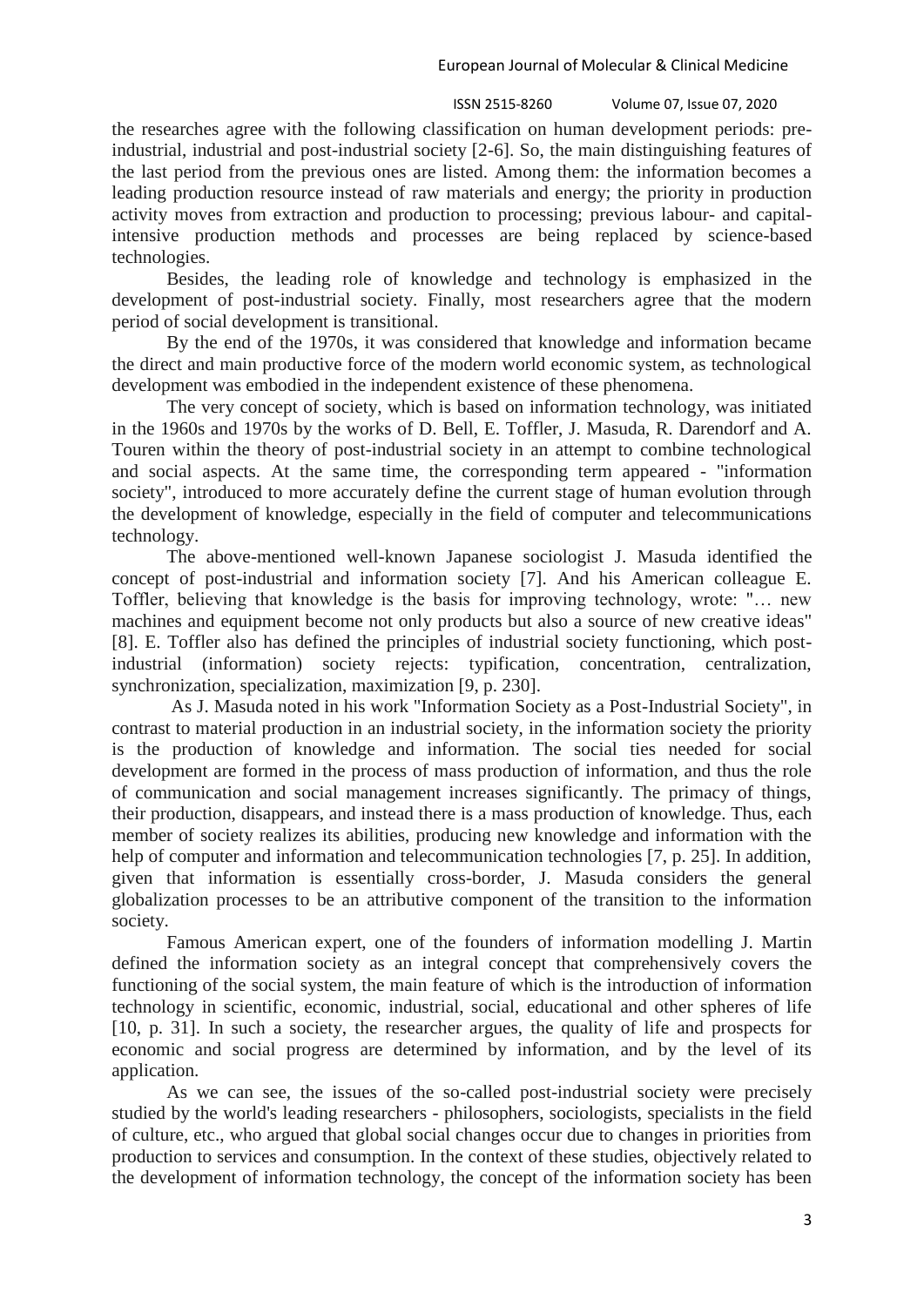the researches agree with the following classification on human development periods: pre-industrial, industrial and post-industrial society [2-6]. So, the main distinguishing features of the last period from the previous ones are listed. Among them: the information becomes a leading production resource instead of raw materials and energy; the priority in production activity moves from extraction and production to processing; previous labour- and capital-intensive production methods and processes are being replaced by science-based technologies.

Besides, the leading role of knowledge and technology is emphasized in the development of post-industrial society. Finally, most researchers agree that the modern period of social development is transitional.

By the end of the 1970s, it was considered that knowledge and information became the direct and main productive force of the modern world economic system, as technological development was embodied in the independent existence of these phenomena.

The very concept of society, which is based on information technology, was initiated in the 1960s and 1970s by the works of D. Bell, E. Toffler, J. Masuda, R. Darendorf and A. Touren within the theory of post-industrial society in an attempt to combine technological and social aspects. At the same time, the corresponding term appeared - "information society", introduced to more accurately define the current stage of human evolution through the development of knowledge, especially in the field of computer and telecommunications technology.

The above-mentioned well-known Japanese sociologist J. Masuda identified the concept of post-industrial and information society [7]. And his American colleague E. Toffler, believing that knowledge is the basis for improving technology, wrote: "… new machines and equipment become not only products but also a source of new creative ideas" [8]. E. Toffler also has defined the principles of industrial society functioning, which post-industrial (information) society rejects: typification, concentration, centralization, synchronization, specialization, maximization [9, p. 230].

As J. Masuda noted in his work "Information Society as a Post-Industrial Society", in contrast to material production in an industrial society, in the information society the priority is the production of knowledge and information. The social ties needed for social development are formed in the process of mass production of information, and thus the role of communication and social management increases significantly. The primacy of things, their production, disappears, and instead there is a mass production of knowledge. Thus, each member of society realizes its abilities, producing new knowledge and information with the help of computer and information and telecommunication technologies [7, p. 25]. In addition, given that information is essentially cross-border, J. Masuda considers the general globalization processes to be an attributive component of the transition to the information society.

Famous American expert, one of the founders of information modelling J. Martin defined the information society as an integral concept that comprehensively covers the functioning of the social system, the main feature of which is the introduction of information technology in scientific, economic, industrial, social, educational and other spheres of life [10, p. 31]. In such a society, the researcher argues, the quality of life and prospects for economic and social progress are determined by information, and by the level of its application.

As we can see, the issues of the so-called post-industrial society were precisely studied by the world's leading researchers - philosophers, sociologists, specialists in the field of culture, etc., who argued that global social changes occur due to changes in priorities from production to services and consumption. In the context of these studies, objectively related to the development of information technology, the concept of the information society has been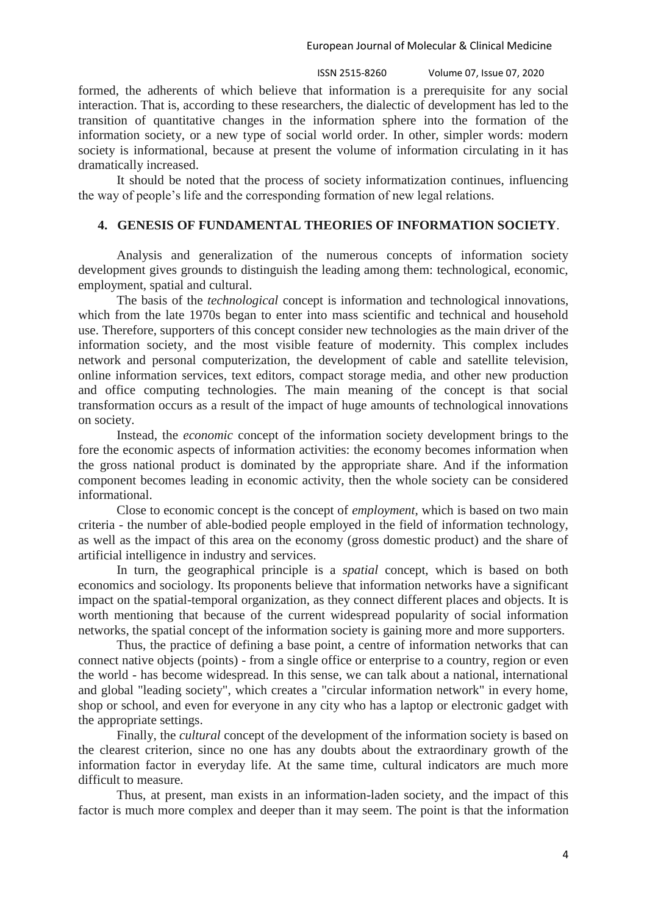formed, the adherents of which believe that information is a prerequisite for any social interaction. That is, according to these researchers, the dialectic of development has led to the transition of quantitative changes in the information sphere into the formation of the information society, or a new type of social world order. In other, simpler words: modern society is informational, because at present the volume of information circulating in it has dramatically increased.

It should be noted that the process of society informatization continues, influencing the way of people's life and the corresponding formation of new legal relations.

## 4. GENESIS OF FUNDAMENTAL THEORIES OF INFORMATION SOCIETY.

Analysis and generalization of the numerous concepts of information society development gives grounds to distinguish the leading among them: technological, economic, employment, spatial and cultural.

The basis of the *technological* concept is information and technological innovations, which from the late 1970s began to enter into mass scientific and technical and household use. Therefore, supporters of this concept consider new technologies as the main driver of the information society, and the most visible feature of modernity. This complex includes network and personal computerization, the development of cable and satellite television, online information services, text editors, compact storage media, and other new production and office computing technologies. The main meaning of the concept is that social transformation occurs as a result of the impact of huge amounts of technological innovations on society.

Instead, the *economic* concept of the information society development brings to the fore the economic aspects of information activities: the economy becomes information when the gross national product is dominated by the appropriate share. And if the information component becomes leading in economic activity, then the whole society can be considered informational.

Close to economic concept is the concept of *employment*, which is based on two main criteria - the number of able-bodied people employed in the field of information technology, as well as the impact of this area on the economy (gross domestic product) and the share of artificial intelligence in industry and services.

In turn, the geographical principle is a *spatial* concept, which is based on both economics and sociology. Its proponents believe that information networks have a significant impact on the spatial-temporal organization, as they connect different places and objects. It is worth mentioning that because of the current widespread popularity of social information networks, the spatial concept of the information society is gaining more and more supporters.

Thus, the practice of defining a base point, a centre of information networks that can connect native objects (points) - from a single office or enterprise to a country, region or even the world - has become widespread. In this sense, we can talk about a national, international and global "leading society", which creates a "circular information network" in every home, shop or school, and even for everyone in any city who has a laptop or electronic gadget with the appropriate settings.

Finally, the *cultural* concept of the development of the information society is based on the clearest criterion, since no one has any doubts about the extraordinary growth of the information factor in everyday life. At the same time, cultural indicators are much more difficult to measure.

Thus, at present, man exists in an information-laden society, and the impact of this factor is much more complex and deeper than it may seem. The point is that the information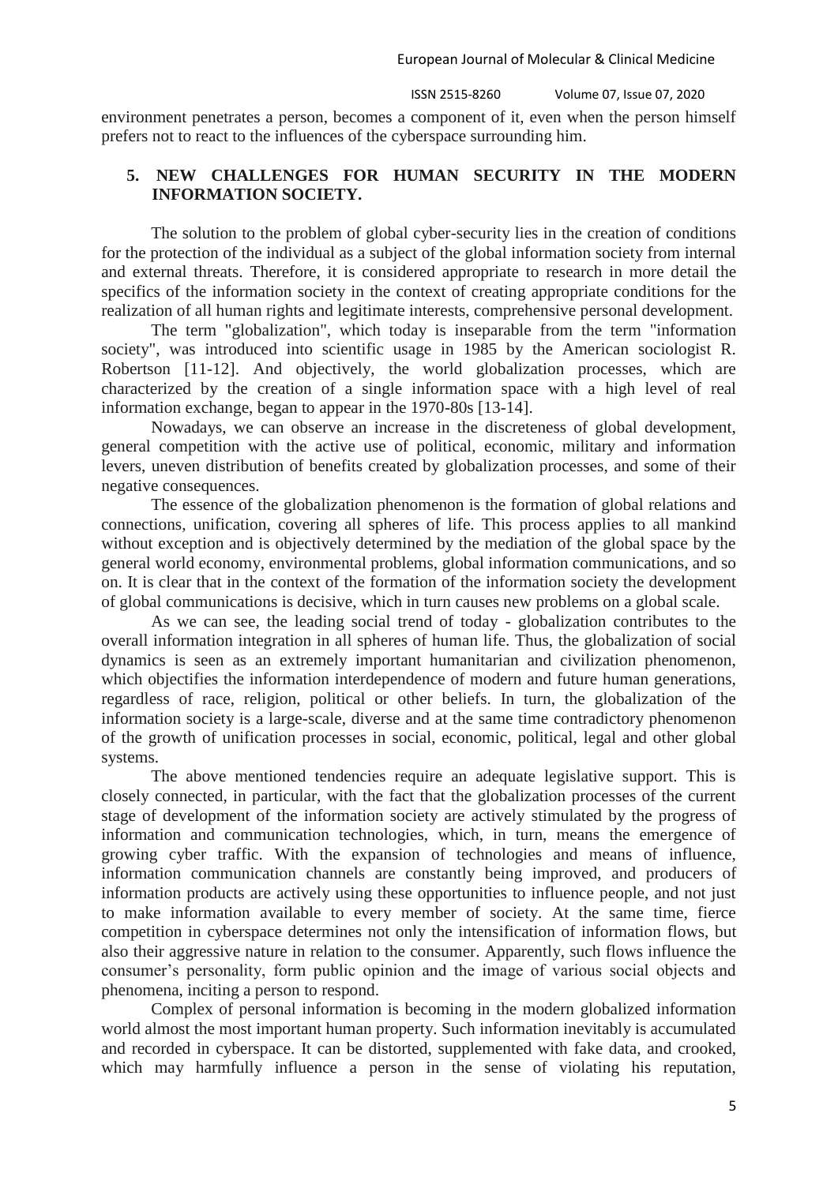environment penetrates a person, becomes a component of it, even when the person himself prefers not to react to the influences of the cyberspace surrounding him.

## 5. NEW CHALLENGES FOR HUMAN SECURITY IN THE MODERN INFORMATION SOCIETY.

The solution to the problem of global cyber-security lies in the creation of conditions for the protection of the individual as a subject of the global information society from internal and external threats. Therefore, it is considered appropriate to research in more detail the specifics of the information society in the context of creating appropriate conditions for the realization of all human rights and legitimate interests, comprehensive personal development.

The term "globalization", which today is inseparable from the term "information society", was introduced into scientific usage in 1985 by the American sociologist R. Robertson [11-12]. And objectively, the world globalization processes, which are characterized by the creation of a single information space with a high level of real information exchange, began to appear in the 1970-80s [13-14].

Nowadays, we can observe an increase in the discreteness of global development, general competition with the active use of political, economic, military and information levers, uneven distribution of benefits created by globalization processes, and some of their negative consequences.

The essence of the globalization phenomenon is the formation of global relations and connections, unification, covering all spheres of life. This process applies to all mankind without exception and is objectively determined by the mediation of the global space by the general world economy, environmental problems, global information communications, and so on. It is clear that in the context of the formation of the information society the development of global communications is decisive, which in turn causes new problems on a global scale.

As we can see, the leading social trend of today - globalization contributes to the overall information integration in all spheres of human life. Thus, the globalization of social dynamics is seen as an extremely important humanitarian and civilization phenomenon, which objectifies the information interdependence of modern and future human generations, regardless of race, religion, political or other beliefs. In turn, the globalization of the information society is a large-scale, diverse and at the same time contradictory phenomenon of the growth of unification processes in social, economic, political, legal and other global systems.

The above mentioned tendencies require an adequate legislative support. This is closely connected, in particular, with the fact that the globalization processes of the current stage of development of the information society are actively stimulated by the progress of information and communication technologies, which, in turn, means the emergence of growing cyber traffic. With the expansion of technologies and means of influence, information communication channels are constantly being improved, and producers of information products are actively using these opportunities to influence people, and not just to make information available to every member of society. At the same time, fierce competition in cyberspace determines not only the intensification of information flows, but also their aggressive nature in relation to the consumer. Apparently, such flows influence the consumer's personality, form public opinion and the image of various social objects and phenomena, inciting a person to respond.

Complex of personal information is becoming in the modern globalized information world almost the most important human property. Such information inevitably is accumulated and recorded in cyberspace. It can be distorted, supplemented with fake data, and crooked, which may harmfully influence a person in the sense of violating his reputation,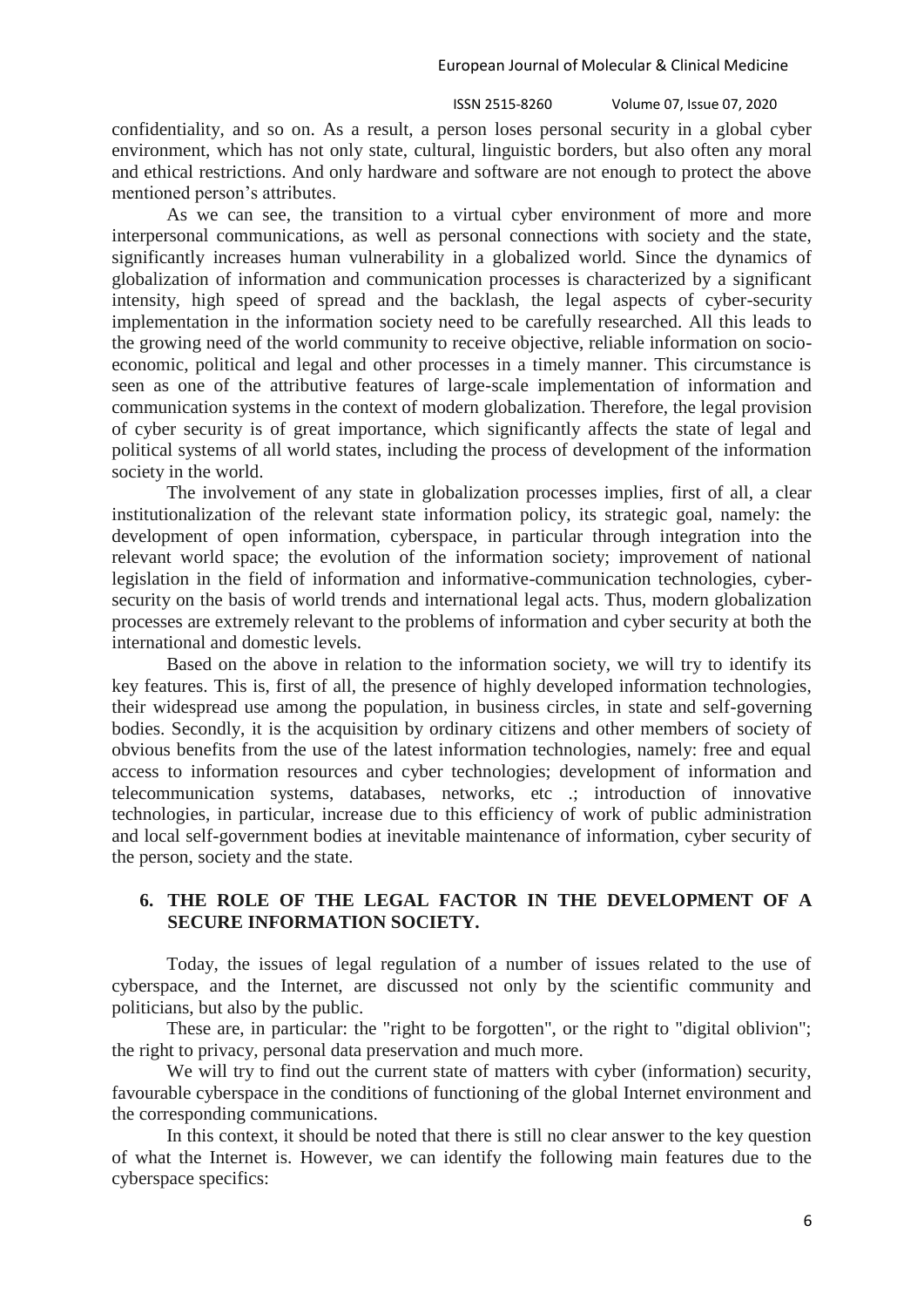confidentiality, and so on. As a result, a person loses personal security in a global cyber environment, which has not only state, cultural, linguistic borders, but also often any moral and ethical restrictions. And only hardware and software are not enough to protect the above mentioned person's attributes.

As we can see, the transition to a virtual cyber environment of more and more interpersonal communications, as well as personal connections with society and the state, significantly increases human vulnerability in a globalized world. Since the dynamics of globalization of information and communication processes is characterized by a significant intensity, high speed of spread and the backlash, the legal aspects of cyber-security implementation in the information society need to be carefully researched. All this leads to the growing need of the world community to receive objective, reliable information on socio-economic, political and legal and other processes in a timely manner. This circumstance is seen as one of the attributive features of large-scale implementation of information and communication systems in the context of modern globalization. Therefore, the legal provision of cyber security is of great importance, which significantly affects the state of legal and political systems of all world states, including the process of development of the information society in the world.

The involvement of any state in globalization processes implies, first of all, a clear institutionalization of the relevant state information policy, its strategic goal, namely: the development of open information, cyberspace, in particular through integration into the relevant world space; the evolution of the information society; improvement of national legislation in the field of information and informative-communication technologies, cyber-security on the basis of world trends and international legal acts. Thus, modern globalization processes are extremely relevant to the problems of information and cyber security at both the international and domestic levels.

Based on the above in relation to the information society, we will try to identify its key features. This is, first of all, the presence of highly developed information technologies, their widespread use among the population, in business circles, in state and self-governing bodies. Secondly, it is the acquisition by ordinary citizens and other members of society of obvious benefits from the use of the latest information technologies, namely: free and equal access to information resources and cyber technologies; development of information and telecommunication systems, databases, networks, etc .; introduction of innovative technologies, in particular, increase due to this efficiency of work of public administration and local self-government bodies at inevitable maintenance of information, cyber security of the person, society and the state.

## 6. THE ROLE OF THE LEGAL FACTOR IN THE DEVELOPMENT OF A SECURE INFORMATION SOCIETY.

Today, the issues of legal regulation of a number of issues related to the use of cyberspace, and the Internet, are discussed not only by the scientific community and politicians, but also by the public.

These are, in particular: the "right to be forgotten", or the right to "digital oblivion"; the right to privacy, personal data preservation and much more.

We will try to find out the current state of matters with cyber (information) security, favourable cyberspace in the conditions of functioning of the global Internet environment and the corresponding communications.

In this context, it should be noted that there is still no clear answer to the key question of what the Internet is. However, we can identify the following main features due to the cyberspace specifics: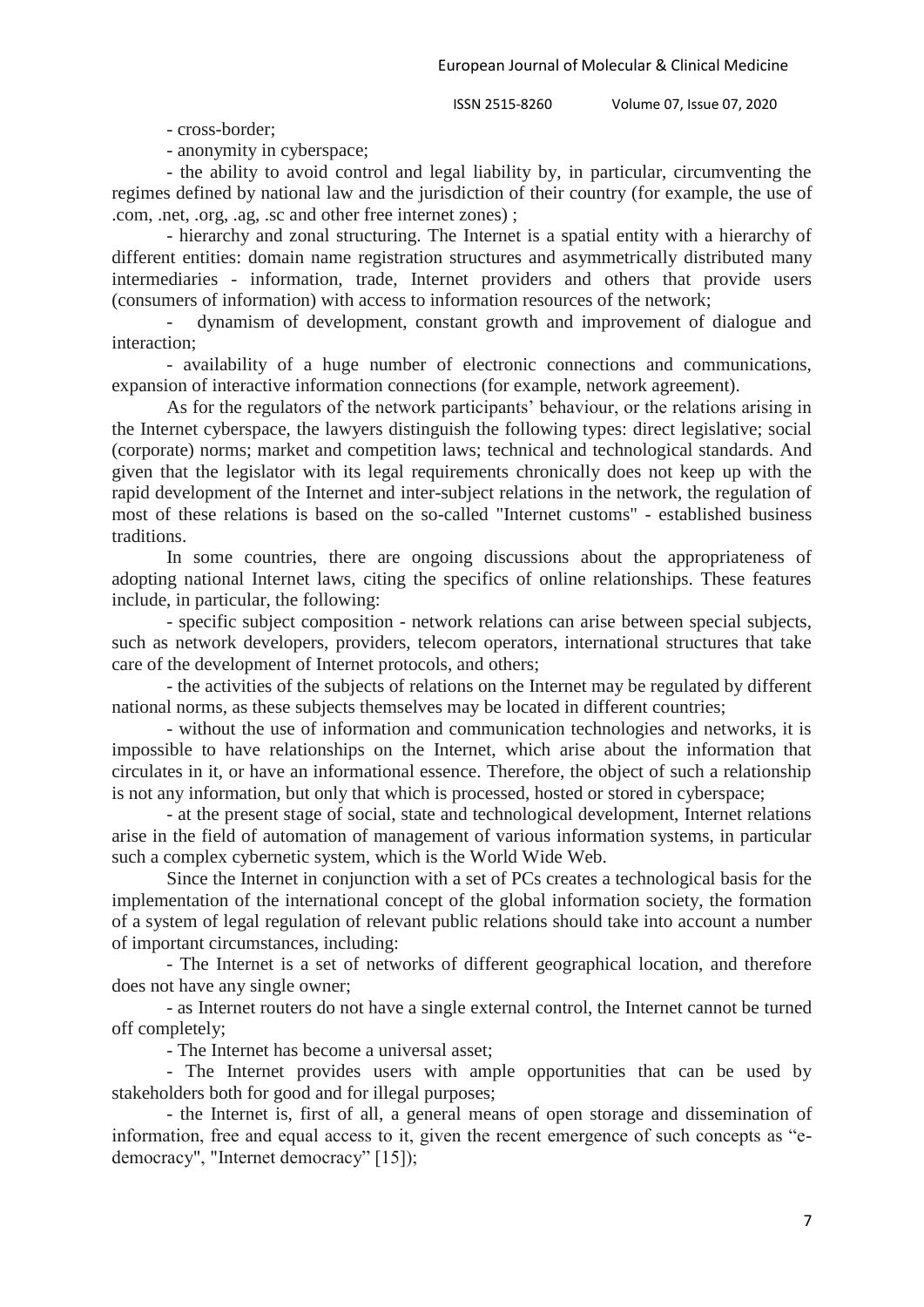- cross-border;

- anonymity in cyberspace;

- the ability to avoid control and legal liability by, in particular, circumventing the regimes defined by national law and the jurisdiction of their country (for example, the use of .com, .net, .org, .ag, .sc and other free internet zones) ;

- hierarchy and zonal structuring. The Internet is a spatial entity with a hierarchy of different entities: domain name registration structures and asymmetrically distributed many intermediaries - information, trade, Internet providers and others that provide users (consumers of information) with access to information resources of the network;

- dynamism of development, constant growth and improvement of dialogue and interaction;

- availability of a huge number of electronic connections and communications, expansion of interactive information connections (for example, network agreement).

As for the regulators of the network participants' behaviour, or the relations arising in the Internet cyberspace, the lawyers distinguish the following types: direct legislative; social (corporate) norms; market and competition laws; technical and technological standards. And given that the legislator with its legal requirements chronically does not keep up with the rapid development of the Internet and inter-subject relations in the network, the regulation of most of these relations is based on the so-called "Internet customs" - established business traditions.

In some countries, there are ongoing discussions about the appropriateness of adopting national Internet laws, citing the specifics of online relationships. These features include, in particular, the following:

- specific subject composition - network relations can arise between special subjects, such as network developers, providers, telecom operators, international structures that take care of the development of Internet protocols, and others;

- the activities of the subjects of relations on the Internet may be regulated by different national norms, as these subjects themselves may be located in different countries;

- without the use of information and communication technologies and networks, it is impossible to have relationships on the Internet, which arise about the information that circulates in it, or have an informational essence. Therefore, the object of such a relationship is not any information, but only that which is processed, hosted or stored in cyberspace;

- at the present stage of social, state and technological development, Internet relations arise in the field of automation of management of various information systems, in particular such a complex cybernetic system, which is the World Wide Web.

Since the Internet in conjunction with a set of PCs creates a technological basis for the implementation of the international concept of the global information society, the formation of a system of legal regulation of relevant public relations should take into account a number of important circumstances, including:

- The Internet is a set of networks of different geographical location, and therefore does not have any single owner;

- as Internet routers do not have a single external control, the Internet cannot be turned off completely;

- The Internet has become a universal asset;

- The Internet provides users with ample opportunities that can be used by stakeholders both for good and for illegal purposes;

- the Internet is, first of all, a general means of open storage and dissemination of information, free and equal access to it, given the recent emergence of such concepts as "e-democracy", "Internet democracy" [15]);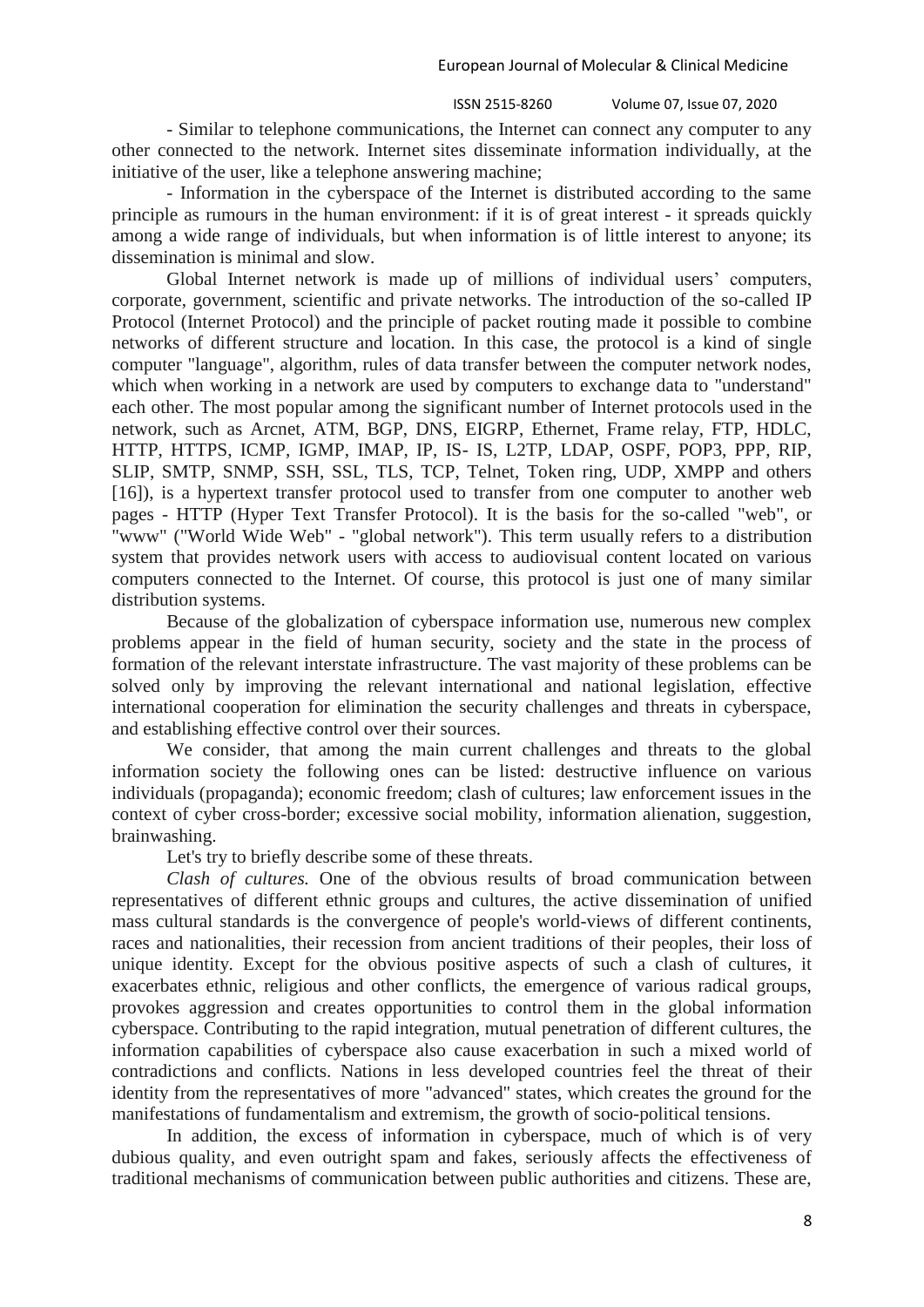- Similar to telephone communications, the Internet can connect any computer to any other connected to the network. Internet sites disseminate information individually, at the initiative of the user, like a telephone answering machine;

- Information in the cyberspace of the Internet is distributed according to the same principle as rumours in the human environment: if it is of great interest - it spreads quickly among a wide range of individuals, but when information is of little interest to anyone; its dissemination is minimal and slow.

Global Internet network is made up of millions of individual users' computers, corporate, government, scientific and private networks. The introduction of the so-called IP Protocol (Internet Protocol) and the principle of packet routing made it possible to combine networks of different structure and location. In this case, the protocol is a kind of single computer "language", algorithm, rules of data transfer between the computer network nodes, which when working in a network are used by computers to exchange data to "understand" each other. The most popular among the significant number of Internet protocols used in the network, such as Arcnet, ATM, BGP, DNS, EIGRP, Ethernet, Frame relay, FTP, HDLC, HTTP, HTTPS, ICMP, IGMP, IMAP, IP, IS- IS, L2TP, LDAP, OSPF, POP3, PPP, RIP, SLIP, SMTP, SNMP, SSH, SSL, TLS, TCP, Telnet, Token ring, UDP, XMPP and others [16]), is a hypertext transfer protocol used to transfer from one computer to another web pages - HTTP (Hyper Text Transfer Protocol). It is the basis for the so-called "web", or "www" ("World Wide Web" - "global network"). This term usually refers to a distribution system that provides network users with access to audiovisual content located on various computers connected to the Internet. Of course, this protocol is just one of many similar distribution systems.

Because of the globalization of cyberspace information use, numerous new complex problems appear in the field of human security, society and the state in the process of formation of the relevant interstate infrastructure. The vast majority of these problems can be solved only by improving the relevant international and national legislation, effective international cooperation for elimination the security challenges and threats in cyberspace, and establishing effective control over their sources.

We consider, that among the main current challenges and threats to the global information society the following ones can be listed: destructive influence on various individuals (propaganda); economic freedom; clash of cultures; law enforcement issues in the context of cyber cross-border; excessive social mobility, information alienation, suggestion, brainwashing.

Let's try to briefly describe some of these threats.

*Clash of cultures.* One of the obvious results of broad communication between representatives of different ethnic groups and cultures, the active dissemination of unified mass cultural standards is the convergence of people's world-views of different continents, races and nationalities, their recession from ancient traditions of their peoples, their loss of unique identity. Except for the obvious positive aspects of such a clash of cultures, it exacerbates ethnic, religious and other conflicts, the emergence of various radical groups, provokes aggression and creates opportunities to control them in the global information cyberspace. Contributing to the rapid integration, mutual penetration of different cultures, the information capabilities of cyberspace also cause exacerbation in such a mixed world of contradictions and conflicts. Nations in less developed countries feel the threat of their identity from the representatives of more "advanced" states, which creates the ground for the manifestations of fundamentalism and extremism, the growth of socio-political tensions.

In addition, the excess of information in cyberspace, much of which is of very dubious quality, and even outright spam and fakes, seriously affects the effectiveness of traditional mechanisms of communication between public authorities and citizens. These are,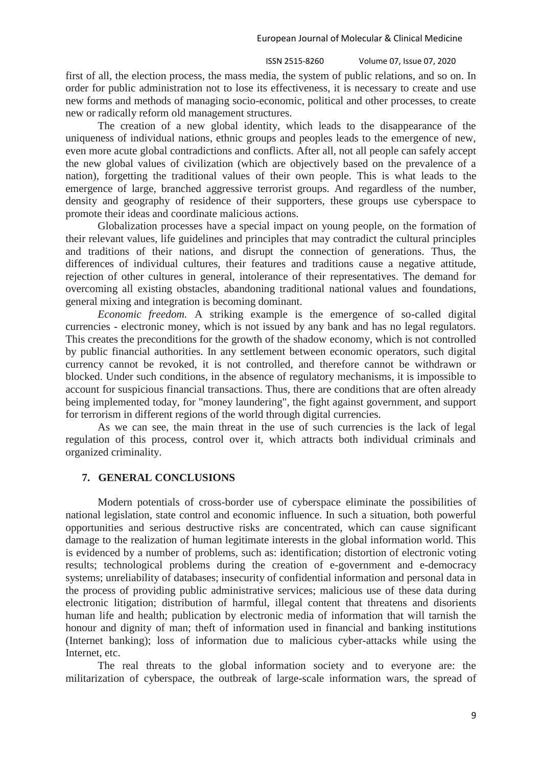first of all, the election process, the mass media, the system of public relations, and so on. In order for public administration not to lose its effectiveness, it is necessary to create and use new forms and methods of managing socio-economic, political and other processes, to create new or radically reform old management structures.

The creation of a new global identity, which leads to the disappearance of the uniqueness of individual nations, ethnic groups and peoples leads to the emergence of new, even more acute global contradictions and conflicts. After all, not all people can safely accept the new global values of civilization (which are objectively based on the prevalence of a nation), forgetting the traditional values of their own people. This is what leads to the emergence of large, branched aggressive terrorist groups. And regardless of the number, density and geography of residence of their supporters, these groups use cyberspace to promote their ideas and coordinate malicious actions.

Globalization processes have a special impact on young people, on the formation of their relevant values, life guidelines and principles that may contradict the cultural principles and traditions of their nations, and disrupt the connection of generations. Thus, the differences of individual cultures, their features and traditions cause a negative attitude, rejection of other cultures in general, intolerance of their representatives. The demand for overcoming all existing obstacles, abandoning traditional national values and foundations, general mixing and integration is becoming dominant.

*Economic freedom.* A striking example is the emergence of so-called digital currencies - electronic money, which is not issued by any bank and has no legal regulators. This creates the preconditions for the growth of the shadow economy, which is not controlled by public financial authorities. In any settlement between economic operators, such digital currency cannot be revoked, it is not controlled, and therefore cannot be withdrawn or blocked. Under such conditions, in the absence of regulatory mechanisms, it is impossible to account for suspicious financial transactions. Thus, there are conditions that are often already being implemented today, for "money laundering", the fight against government, and support for terrorism in different regions of the world through digital currencies.

As we can see, the main threat in the use of such currencies is the lack of legal regulation of this process, control over it, which attracts both individual criminals and organized criminality.

## 7. GENERAL CONCLUSIONS

Modern potentials of cross-border use of cyberspace eliminate the possibilities of national legislation, state control and economic influence. In such a situation, both powerful opportunities and serious destructive risks are concentrated, which can cause significant damage to the realization of human legitimate interests in the global information world. This is evidenced by a number of problems, such as: identification; distortion of electronic voting results; technological problems during the creation of e-government and e-democracy systems; unreliability of databases; insecurity of confidential information and personal data in the process of providing public administrative services; malicious use of these data during electronic litigation; distribution of harmful, illegal content that threatens and disorients human life and health; publication by electronic media of information that will tarnish the honour and dignity of man; theft of information used in financial and banking institutions (Internet banking); loss of information due to malicious cyber-attacks while using the Internet, etc.

The real threats to the global information society and to everyone are: the militarization of cyberspace, the outbreak of large-scale information wars, the spread of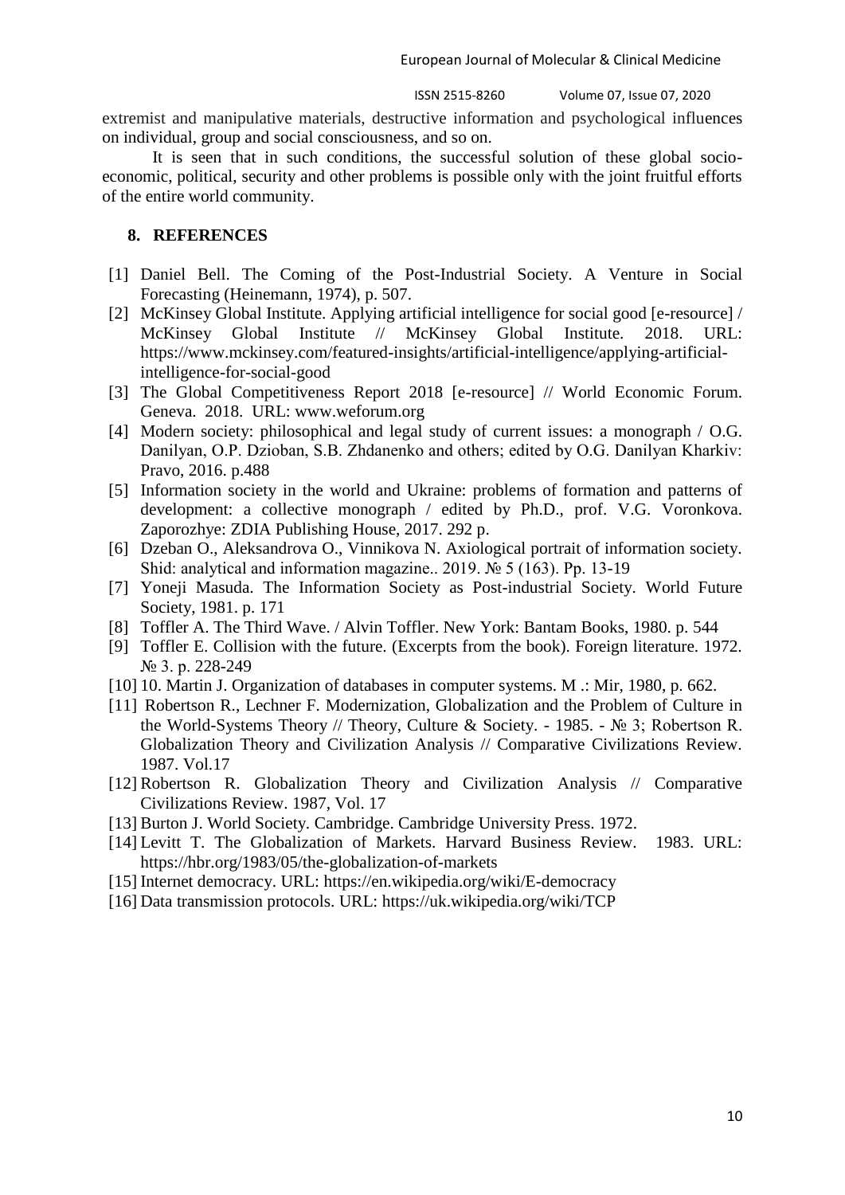extremist and manipulative materials, destructive information and psychological influences on individual, group and social consciousness, and so on.

It is seen that in such conditions, the successful solution of these global socio-economic, political, security and other problems is possible only with the joint fruitful efforts of the entire world community.

## 8. REFERENCES

[1] Daniel Bell. The Coming of the Post-Industrial Society. A Venture in Social Forecasting (Heinemann, 1974), p. 507.

[2] McKinsey Global Institute. Applying artificial intelligence for social good [e-resource] / McKinsey Global Institute // McKinsey Global Institute. 2018. URL: https://www.mckinsey.com/featured-insights/artificial-intelligence/applying-artificial-intelligence-for-social-good

[3] The Global Competitiveness Report 2018 [e-resource] // World Economic Forum. Geneva. 2018. URL: www.weforum.org

[4] Modern society: philosophical and legal study of current issues: a monograph / O.G. Danilyan, O.P. Dzioban, S.B. Zhdanenko and others; edited by O.G. Danilyan Kharkiv: Pravo, 2016. p.488

[5] Information society in the world and Ukraine: problems of formation and patterns of development: a collective monograph / edited by Ph.D., prof. V.G. Voronkova. Zaporozhye: ZDIA Publishing House, 2017. 292 p.

[6] Dzeban O., Aleksandrova O., Vinnikova N. Axiological portrait of information society. Shid: analytical and information magazine.. 2019. № 5 (163). Pp. 13-19

[7] Yoneji Masuda. The Information Society as Post-industrial Society. World Future Society, 1981. p. 171

[8] Toffler A. The Third Wave. / Alvin Toffler. New York: Bantam Books, 1980. p. 544

[9] Toffler E. Collision with the future. (Excerpts from the book). Foreign literature. 1972. № 3. p. 228-249

[10] 10. Martin J. Organization of databases in computer systems. M .: Mir, 1980, p. 662.

[11] Robertson R., Lechner F. Modernization, Globalization and the Problem of Culture in the World-Systems Theory // Theory, Culture & Society. - 1985. - № 3; Robertson R. Globalization Theory and Civilization Analysis // Comparative Civilizations Review. 1987. Vol.17

[12] Robertson R. Globalization Theory and Civilization Analysis // Comparative Civilizations Review. 1987, Vol. 17

[13] Burton J. World Society. Cambridge. Cambridge University Press. 1972.

[14] Levitt T. The Globalization of Markets. Harvard Business Review. 1983. URL: https://hbr.org/1983/05/the-globalization-of-markets

[15] Internet democracy. URL: https://en.wikipedia.org/wiki/E-democracy

[16] Data transmission protocols. URL: https://uk.wikipedia.org/wiki/TCP